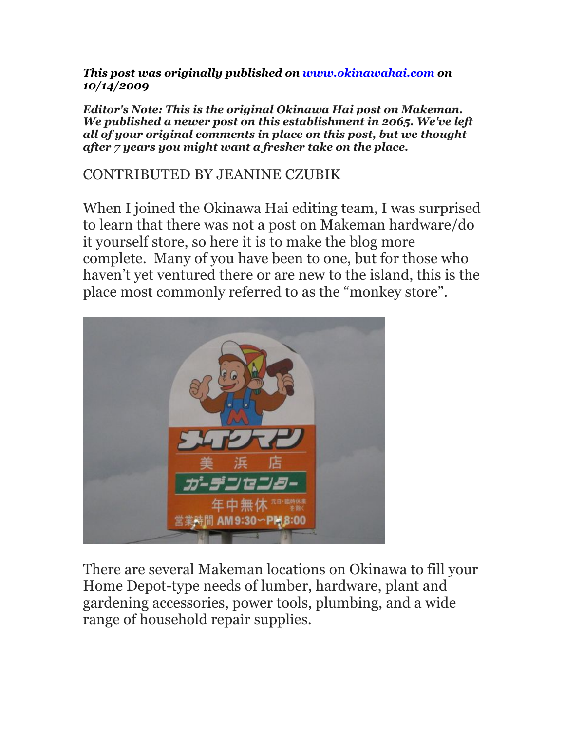***This post was originally published on [www.okinawahai.com](http://www.okinawahai.com) on 10/14/2009***

***Editor's Note: This is the original Okinawa Hai post on Makeman. We published a newer post on this establishment in 2065. We've left all of your original comments in place on this post, but we thought after 7 years you might want a fresher take on the place.***

CONTRIBUTED BY JEANINE CZUBIK

When I joined the Okinawa Hai editing team, I was surprised to learn that there was not a post on Makeman hardware/do it yourself store, so here it is to make the blog more complete. Many of you have been to one, but for those who haven't yet ventured there or are new to the island, this is the place most commonly referred to as the "monkey store".

There are several Makeman locations on Okinawa to fill your Home Depot-type needs of lumber, hardware, plant and gardening accessories, power tools, plumbing, and a wide range of household repair supplies.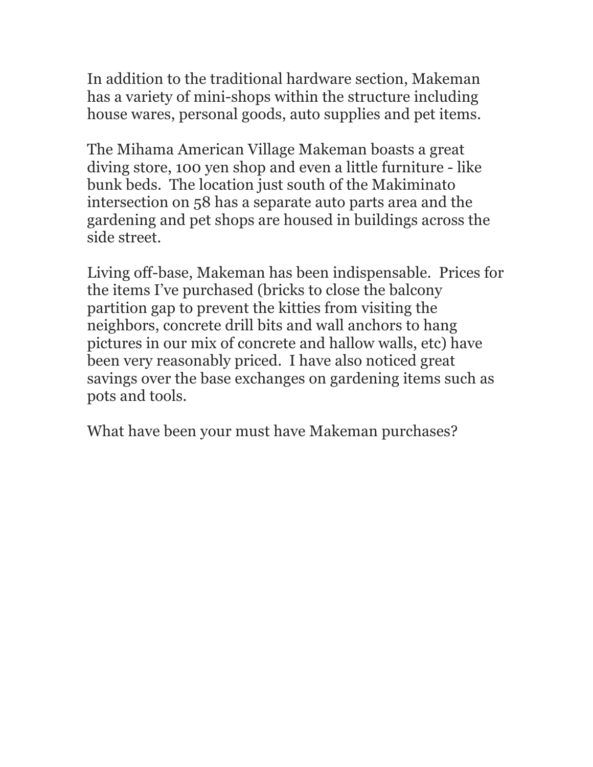In addition to the traditional hardware section, Makeman has a variety of mini-shops within the structure including house wares, personal goods, auto supplies and pet items.

The Mihama American Village Makeman boasts a great diving store, 100 yen shop and even a little furniture - like bunk beds. The location just south of the Makiminato intersection on 58 has a separate auto parts area and the gardening and pet shops are housed in buildings across the side street.

Living off-base, Makeman has been indispensable. Prices for the items I've purchased (bricks to close the balcony partition gap to prevent the kitties from visiting the neighbors, concrete drill bits and wall anchors to hang pictures in our mix of concrete and hallow walls, etc) have been very reasonably priced. I have also noticed great savings over the base exchanges on gardening items such as pots and tools.

What have been your must have Makeman purchases?